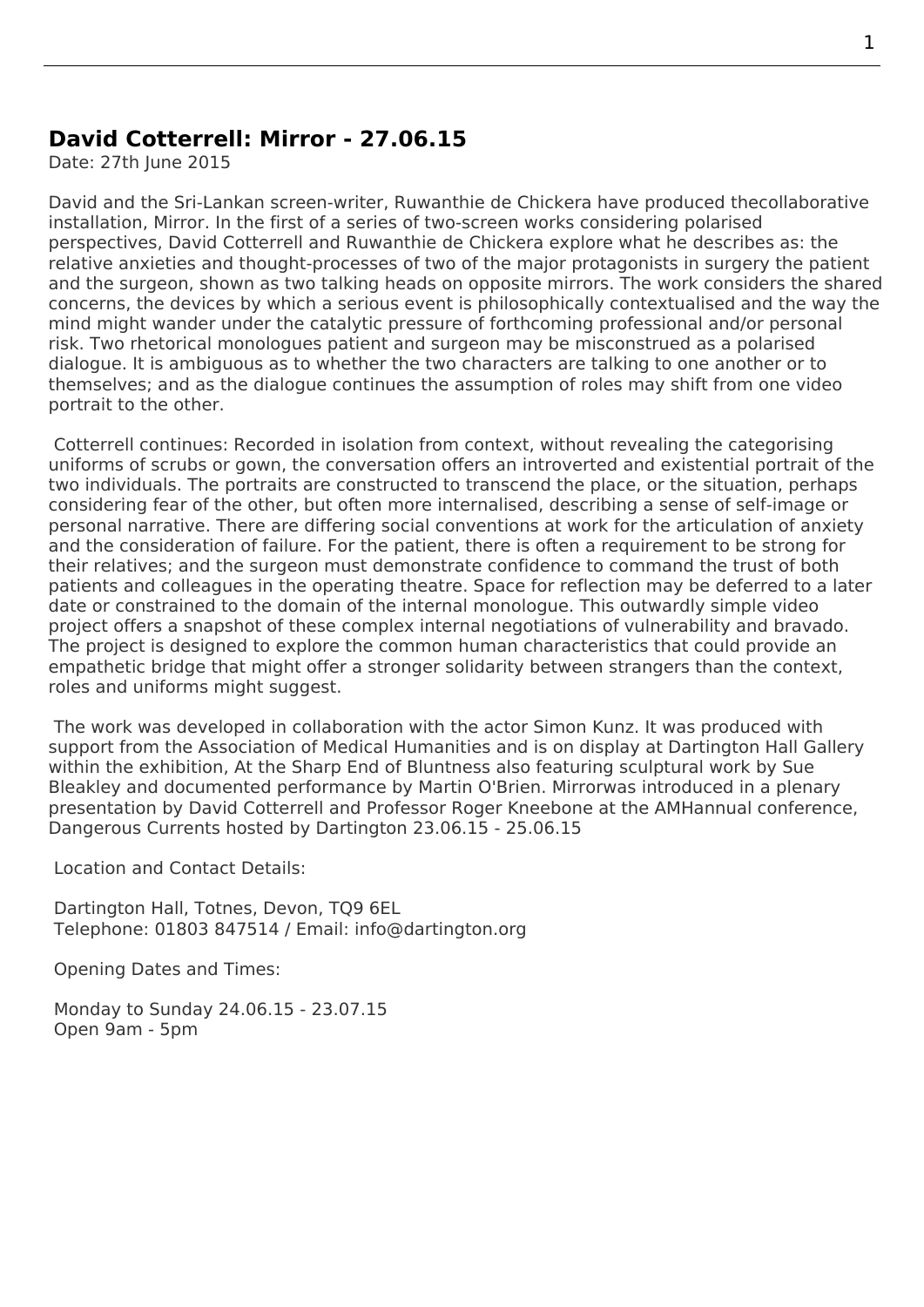## David Cotterrell: Mirror - 27.06.15

Date: 27th June 2015

David and the Sri-Lankan screen-writer, Ruwanthie de Chickera have produced thecollaborative installation, Mirror. In the first of a series of two-screen works considering polarised perspectives, David Cotterrell and Ruwanthie de Chickera explore what he describes as: the relative anxieties and thought-processes of two of the major protagonists in surgery the patient and the surgeon, shown as two talking heads on opposite mirrors. The work considers the shared concerns, the devices by which a serious event is philosophically contextualised and the way the mind might wander under the catalytic pressure of forthcoming professional and/or personal risk. Two rhetorical monologues patient and surgeon may be misconstrued as a polarised dialogue. It is ambiguous as to whether the two characters are talking to one another or to themselves; and as the dialogue continues the assumption of roles may shift from one video portrait to the other.

Cotterrell continues: Recorded in isolation from context, without revealing the categorising uniforms of scrubs or gown, the conversation offers an introverted and existential portrait of the two individuals. The portraits are constructed to transcend the place, or the situation, perhaps considering fear of the other, but often more internalised, describing a sense of self-image or personal narrative. There are differing social conventions at work for the articulation of anxiety and the consideration of failure. For the patient, there is often a requirement to be strong for their relatives; and the surgeon must demonstrate confidence to command the trust of both patients and colleagues in the operating theatre. Space for reflection may be deferred to a later date or constrained to the domain of the internal monologue. This outwardly simple video project offers a snapshot of these complex internal negotiations of vulnerability and bravado. The project is designed to explore the common human characteristics that could provide an empathetic bridge that might offer a stronger solidarity between strangers than the context, roles and uniforms might suggest.

The work was developed in collaboration with the actor Simon Kunz. It was produced with support from the Association of Medical Humanities and is on display at Dartington Hall Gallery within the exhibition, At the Sharp End of Bluntness also featuring sculptural work by Sue Bleakley and documented performance by Martin O'Brien. Mirrorwas introduced in a plenary presentation by David Cotterrell and Professor Roger Kneebone at the AMHannual conference, Dangerous Currents hosted by Dartington 23.06.15 - 25.06.15

Location and Contact Details:

Dartington Hall, Totnes, Devon, TQ9 6EL
Telephone: 01803 847514 / Email: info@dartington.org

Opening Dates and Times:

Monday to Sunday 24.06.15 - 23.07.15
Open 9am - 5pm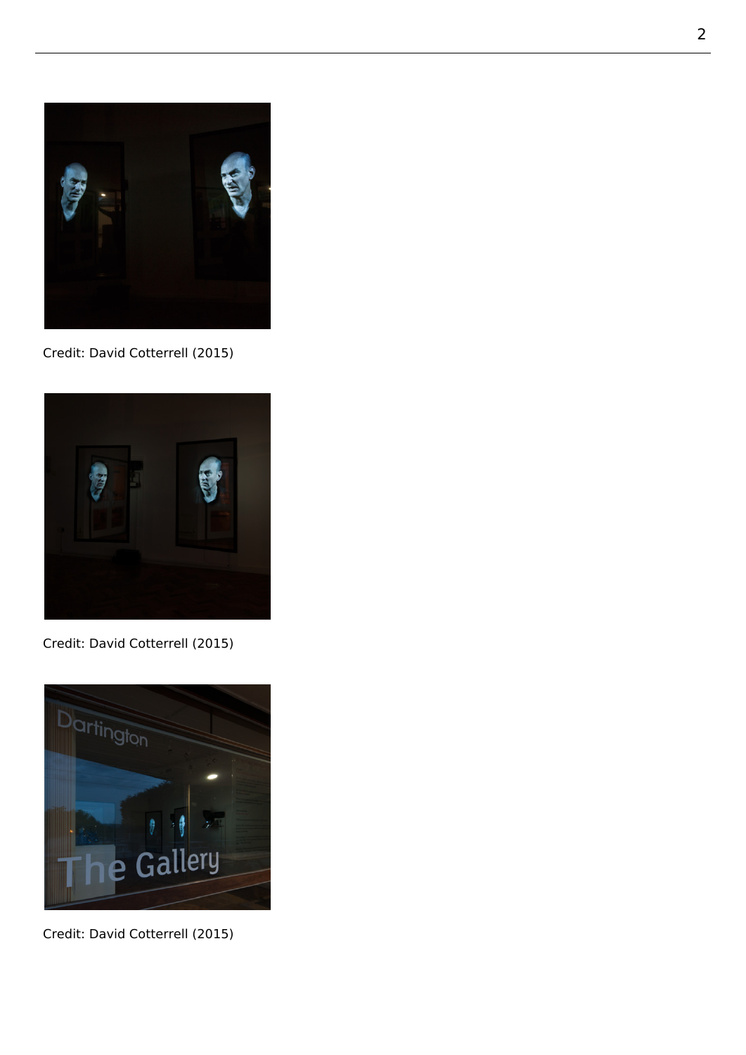Credit: David Cotterrell (2015)

Credit: David Cotterrell (2015)

Credit: David Cotterrell (2015)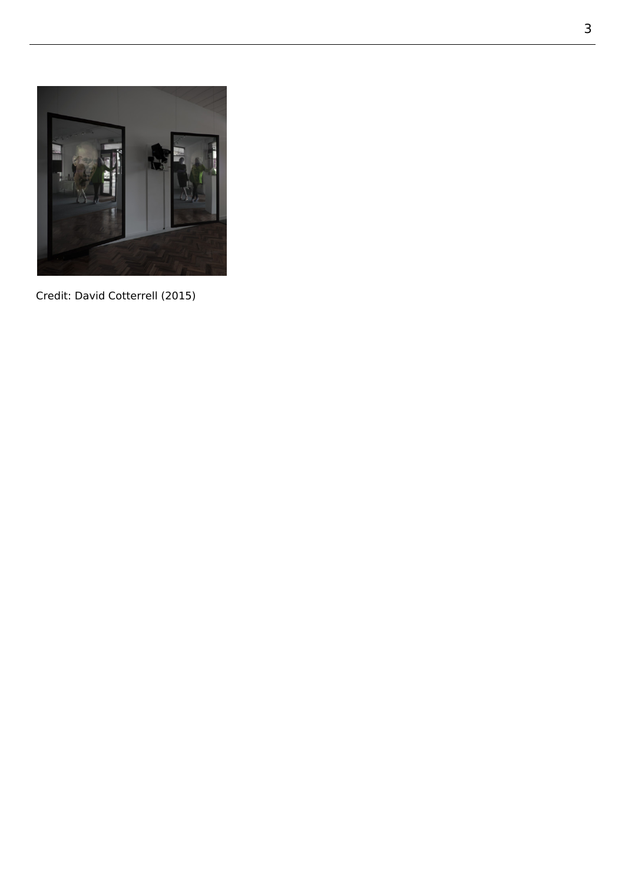Credit: David Cotterrell (2015)